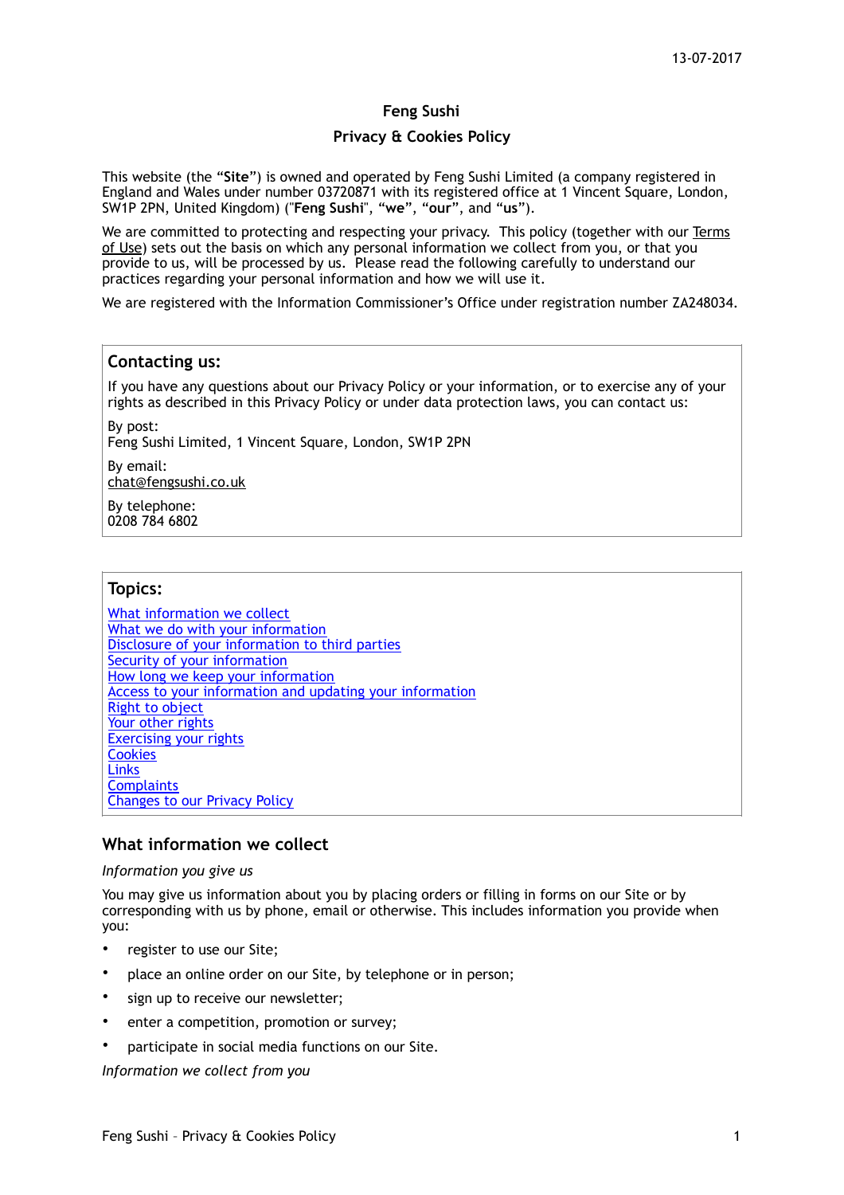13-07-2017

# Feng Sushi

## Privacy & Cookies Policy

This website (the "**Site**") is owned and operated by Feng Sushi Limited (a company registered in England and Wales under number 03720871 with its registered office at 1 Vincent Square, London, SW1P 2PN, United Kingdom) ("**Feng Sushi**", "**we**", "**our**", and "**us**").

We are committed to protecting and respecting your privacy. This policy (together with our Terms of Use) sets out the basis on which any personal information we collect from you, or that you provide to us, will be processed by us. Please read the following carefully to understand our practices regarding your personal information and how we will use it.

We are registered with the Information Commissioner's Office under registration number ZA248034.

### Contacting us:

If you have any questions about our Privacy Policy or your information, or to exercise any of your rights as described in this Privacy Policy or under data protection laws, you can contact us:

By post:
Feng Sushi Limited, 1 Vincent Square, London, SW1P 2PN

By email:
chat@fengsushi.co.uk

By telephone:
0208 784 6802

### Topics:

- What information we collect
- What we do with your information
- Disclosure of your information to third parties
- Security of your information
- How long we keep your information
- Access to your information and updating your information
- Right to object
- Your other rights
- Exercising your rights
- Cookies
- Links
- Complaints
- Changes to our Privacy Policy

## What information we collect

*Information you give us*

You may give us information about you by placing orders or filling in forms on our Site or by corresponding with us by phone, email or otherwise. This includes information you provide when you:

- register to use our Site;
- place an online order on our Site, by telephone or in person;
- sign up to receive our newsletter;
- enter a competition, promotion or survey;
- participate in social media functions on our Site.

*Information we collect from you*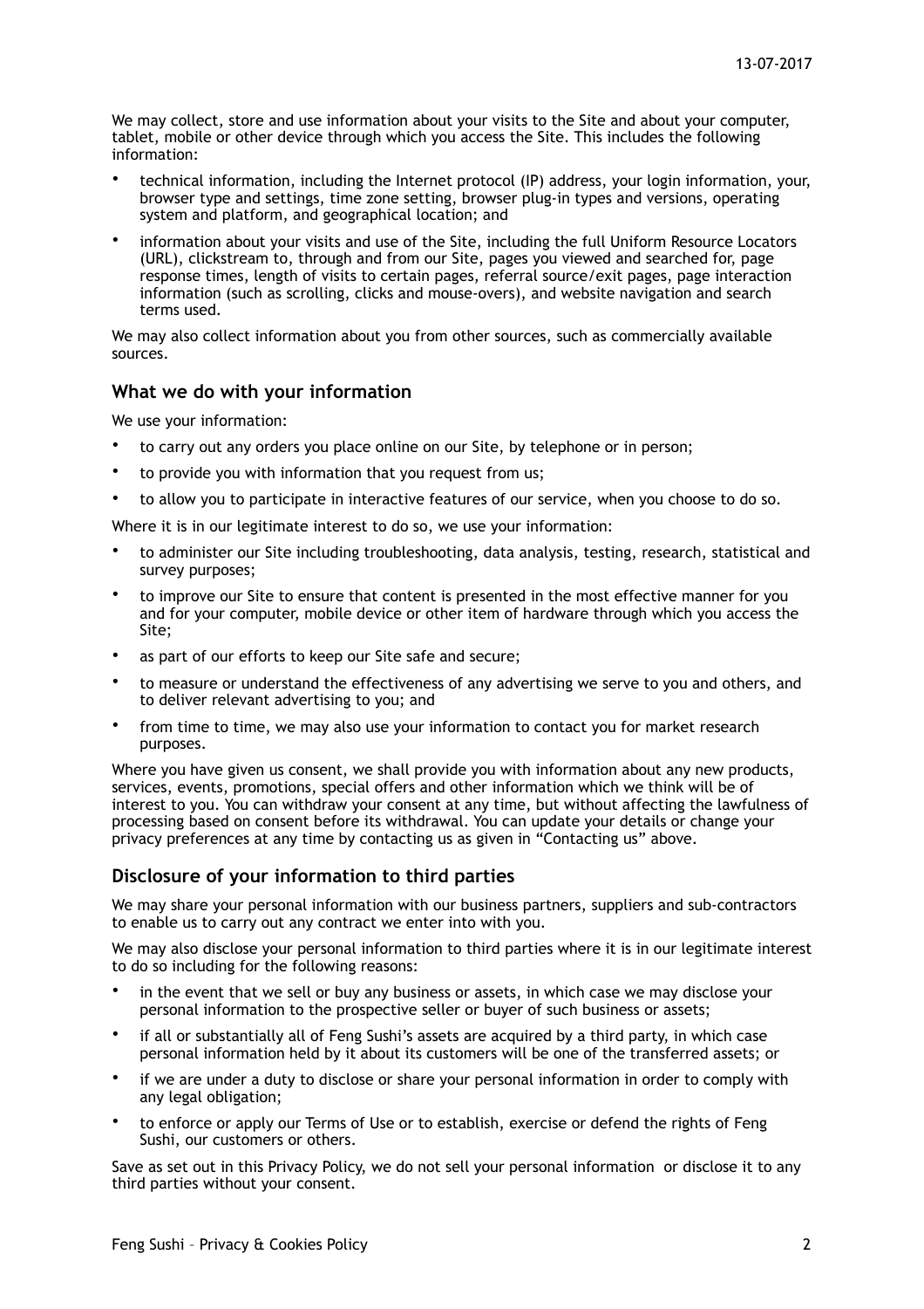We may collect, store and use information about your visits to the Site and about your computer, tablet, mobile or other device through which you access the Site. This includes the following information:

- technical information, including the Internet protocol (IP) address, your login information, your, browser type and settings, time zone setting, browser plug-in types and versions, operating system and platform, and geographical location; and
- information about your visits and use of the Site, including the full Uniform Resource Locators (URL), clickstream to, through and from our Site, pages you viewed and searched for, page response times, length of visits to certain pages, referral source/exit pages, page interaction information (such as scrolling, clicks and mouse-overs), and website navigation and search terms used.

We may also collect information about you from other sources, such as commercially available sources.

## What we do with your information

We use your information:

- to carry out any orders you place online on our Site, by telephone or in person;
- to provide you with information that you request from us;
- to allow you to participate in interactive features of our service, when you choose to do so.

Where it is in our legitimate interest to do so, we use your information:

- to administer our Site including troubleshooting, data analysis, testing, research, statistical and survey purposes;
- to improve our Site to ensure that content is presented in the most effective manner for you and for your computer, mobile device or other item of hardware through which you access the Site;
- as part of our efforts to keep our Site safe and secure;
- to measure or understand the effectiveness of any advertising we serve to you and others, and to deliver relevant advertising to you; and
- from time to time, we may also use your information to contact you for market research purposes.

Where you have given us consent, we shall provide you with information about any new products, services, events, promotions, special offers and other information which we think will be of interest to you. You can withdraw your consent at any time, but without affecting the lawfulness of processing based on consent before its withdrawal. You can update your details or change your privacy preferences at any time by contacting us as given in "Contacting us" above.

## Disclosure of your information to third parties

We may share your personal information with our business partners, suppliers and sub-contractors to enable us to carry out any contract we enter into with you.

We may also disclose your personal information to third parties where it is in our legitimate interest to do so including for the following reasons:

- in the event that we sell or buy any business or assets, in which case we may disclose your personal information to the prospective seller or buyer of such business or assets;
- if all or substantially all of Feng Sushi's assets are acquired by a third party, in which case personal information held by it about its customers will be one of the transferred assets; or
- if we are under a duty to disclose or share your personal information in order to comply with any legal obligation;
- to enforce or apply our Terms of Use or to establish, exercise or defend the rights of Feng Sushi, our customers or others.

Save as set out in this Privacy Policy, we do not sell your personal information or disclose it to any third parties without your consent.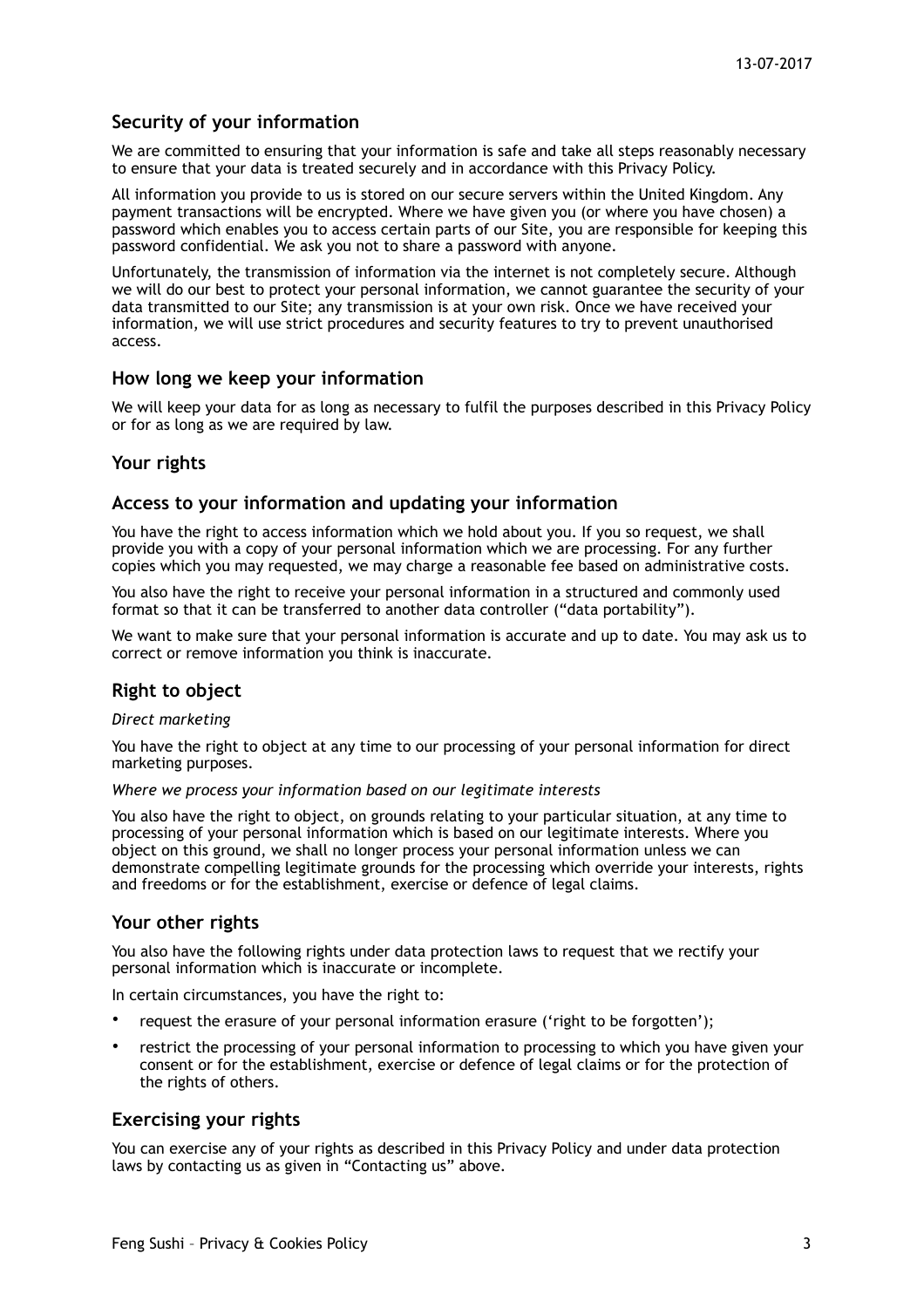## Security of your information

We are committed to ensuring that your information is safe and take all steps reasonably necessary to ensure that your data is treated securely and in accordance with this Privacy Policy.

All information you provide to us is stored on our secure servers within the United Kingdom. Any payment transactions will be encrypted. Where we have given you (or where you have chosen) a password which enables you to access certain parts of our Site, you are responsible for keeping this password confidential. We ask you not to share a password with anyone.

Unfortunately, the transmission of information via the internet is not completely secure. Although we will do our best to protect your personal information, we cannot guarantee the security of your data transmitted to our Site; any transmission is at your own risk. Once we have received your information, we will use strict procedures and security features to try to prevent unauthorised access.

## How long we keep your information

We will keep your data for as long as necessary to fulfil the purposes described in this Privacy Policy or for as long as we are required by law.

## Your rights

## Access to your information and updating your information

You have the right to access information which we hold about you. If you so request, we shall provide you with a copy of your personal information which we are processing. For any further copies which you may requested, we may charge a reasonable fee based on administrative costs.

You also have the right to receive your personal information in a structured and commonly used format so that it can be transferred to another data controller ("data portability").

We want to make sure that your personal information is accurate and up to date. You may ask us to correct or remove information you think is inaccurate.

## Right to object

*Direct marketing*

You have the right to object at any time to our processing of your personal information for direct marketing purposes.

*Where we process your information based on our legitimate interests*

You also have the right to object, on grounds relating to your particular situation, at any time to processing of your personal information which is based on our legitimate interests. Where you object on this ground, we shall no longer process your personal information unless we can demonstrate compelling legitimate grounds for the processing which override your interests, rights and freedoms or for the establishment, exercise or defence of legal claims.

## Your other rights

You also have the following rights under data protection laws to request that we rectify your personal information which is inaccurate or incomplete.

In certain circumstances, you have the right to:

- request the erasure of your personal information erasure ('right to be forgotten');
- restrict the processing of your personal information to processing to which you have given your consent or for the establishment, exercise or defence of legal claims or for the protection of the rights of others.

## Exercising your rights

You can exercise any of your rights as described in this Privacy Policy and under data protection laws by contacting us as given in "Contacting us" above.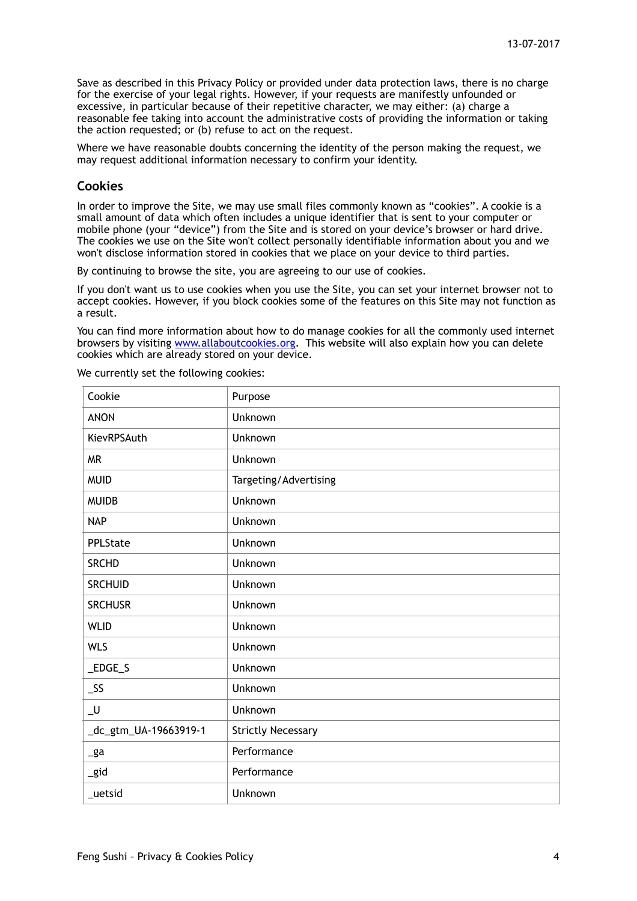Save as described in this Privacy Policy or provided under data protection laws, there is no charge for the exercise of your legal rights. However, if your requests are manifestly unfounded or excessive, in particular because of their repetitive character, we may either: (a) charge a reasonable fee taking into account the administrative costs of providing the information or taking the action requested; or (b) refuse to act on the request.

Where we have reasonable doubts concerning the identity of the person making the request, we may request additional information necessary to confirm your identity.

## Cookies

In order to improve the Site, we may use small files commonly known as "cookies". A cookie is a small amount of data which often includes a unique identifier that is sent to your computer or mobile phone (your "device") from the Site and is stored on your device's browser or hard drive. The cookies we use on the Site won't collect personally identifiable information about you and we won't disclose information stored in cookies that we place on your device to third parties.

By continuing to browse the site, you are agreeing to our use of cookies.

If you don't want us to use cookies when you use the Site, you can set your internet browser not to accept cookies. However, if you block cookies some of the features on this Site may not function as a result.

You can find more information about how to do manage cookies for all the commonly used internet browsers by visiting [www.allaboutcookies.org](http://www.allaboutcookies.org). This website will also explain how you can delete cookies which are already stored on your device.

We currently set the following cookies:

| Cookie | Purpose |
|---|---|
| ANON | Unknown |
| KievRPSAuth | Unknown |
| MR | Unknown |
| MUID | Targeting/Advertising |
| MUIDB | Unknown |
| NAP | Unknown |
| PPLState | Unknown |
| SRCHD | Unknown |
| SRCHUID | Unknown |
| SRCHUSR | Unknown |
| WLID | Unknown |
| WLS | Unknown |
| _EDGE_S | Unknown |
| _SS | Unknown |
| _U | Unknown |
| _dc_gtm_UA-19663919-1 | Strictly Necessary |
| _ga | Performance |
| _gid | Performance |
| _uetsid | Unknown |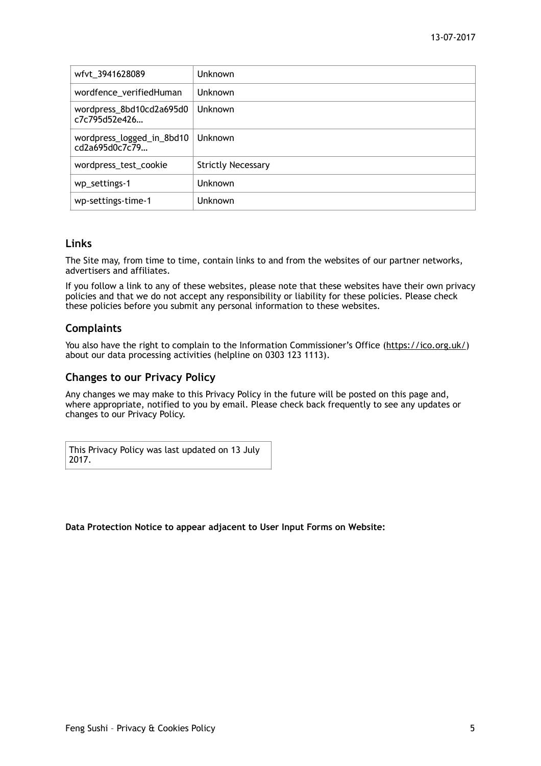| | |
|---|---|
| wfvt_3941628089 | Unknown |
| wordfence_verifiedHuman | Unknown |
| wordpress_8bd10cd2a695d0c7c795d52e426… | Unknown |
| wordpress_logged_in_8bd10cd2a695d0c7c79… | Unknown |
| wordpress_test_cookie | Strictly Necessary |
| wp_settings-1 | Unknown |
| wp-settings-time-1 | Unknown |

## Links

The Site may, from time to time, contain links to and from the websites of our partner networks, advertisers and affiliates.

If you follow a link to any of these websites, please note that these websites have their own privacy policies and that we do not accept any responsibility or liability for these policies. Please check these policies before you submit any personal information to these websites.

## Complaints

You also have the right to complain to the Information Commissioner's Office (https://ico.org.uk/) about our data processing activities (helpline on 0303 123 1113).

## Changes to our Privacy Policy

Any changes we may make to this Privacy Policy in the future will be posted on this page and, where appropriate, notified to you by email. Please check back frequently to see any updates or changes to our Privacy Policy.

This Privacy Policy was last updated on 13 July 2017.

**Data Protection Notice to appear adjacent to User Input Forms on Website:**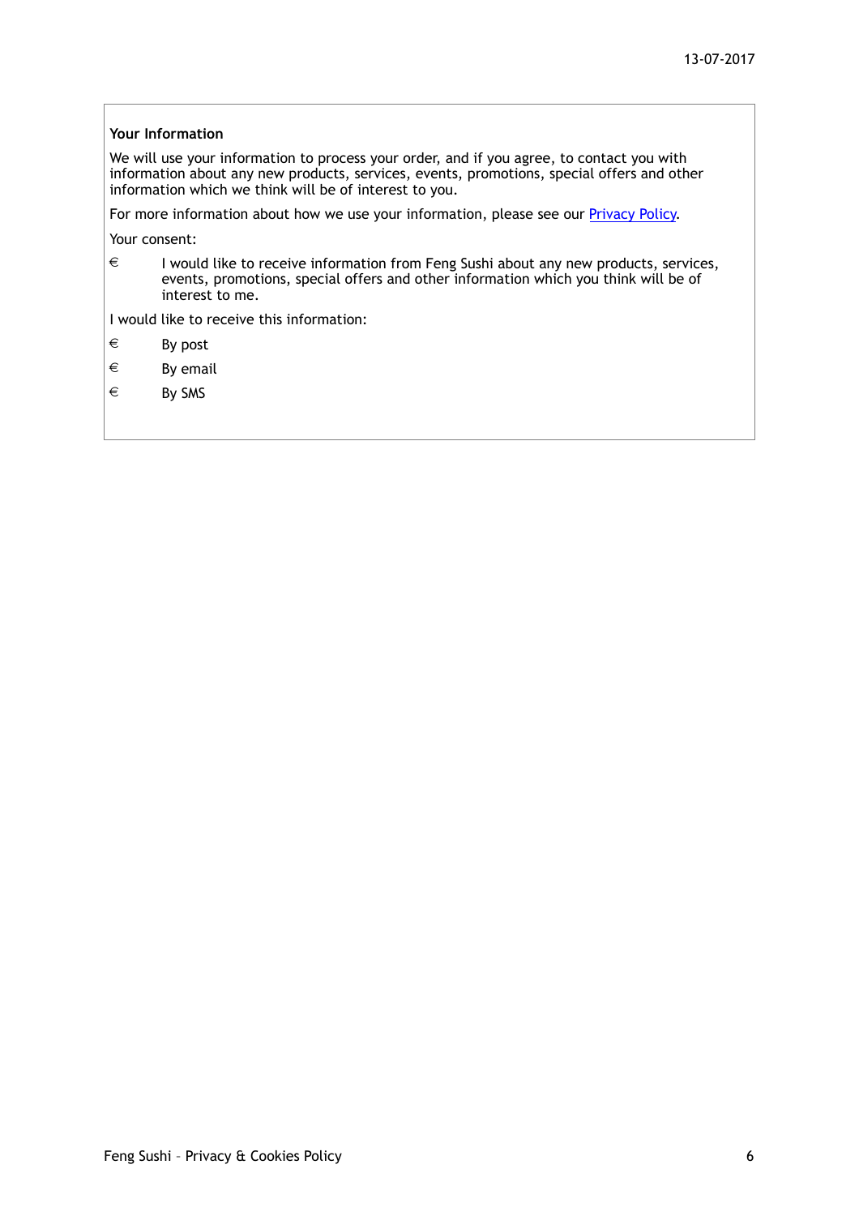13-07-2017

**Your Information**

We will use your information to process your order, and if you agree, to contact you with information about any new products, services, events, promotions, special offers and other information which we think will be of interest to you.

For more information about how we use your information, please see our Privacy Policy.

Your consent:

€ I would like to receive information from Feng Sushi about any new products, services, events, promotions, special offers and other information which you think will be of interest to me.

I would like to receive this information:

€ By post

€ By email

€ By SMS